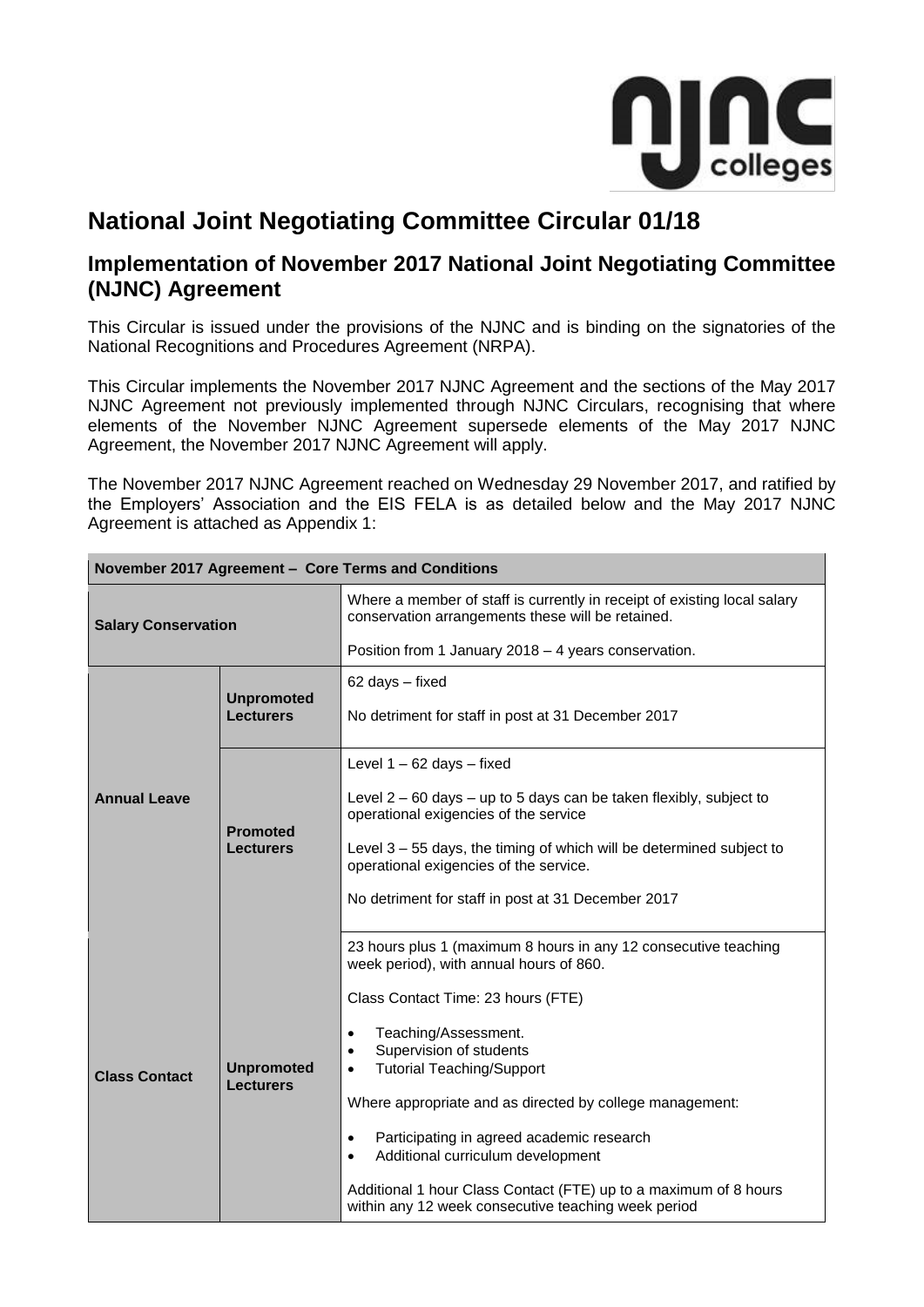# National Joint Negotiating Committee Circular 01/18

## Implementation of November 2017 National Joint Negotiating Committee (NJNC) Agreement

This Circular is issued under the provisions of the NJNC and is binding on the signatories of the National Recognitions and Procedures Agreement (NRPA).

This Circular implements the November 2017 NJNC Agreement and the sections of the May 2017 NJNC Agreement not previously implemented through NJNC Circulars, recognising that where elements of the November NJNC Agreement supersede elements of the May 2017 NJNC Agreement, the November 2017 NJNC Agreement will apply.

The November 2017 NJNC Agreement reached on Wednesday 29 November 2017, and ratified by the Employers' Association and the EIS FELA is as detailed below and the May 2017 NJNC Agreement is attached as Appendix 1:

| November 2017 Agreement – Core Terms and Conditions | | |
|---|---|---|
| **Salary Conservation** | | Where a member of staff is currently in receipt of existing local salary conservation arrangements these will be retained.<br><br>Position from 1 January 2018 – 4 years conservation. |
| **Annual Leave** | **Unpromoted Lecturers** | 62 days – fixed<br><br>No detriment for staff in post at 31 December 2017 |
| | **Promoted Lecturers** | Level 1 – 62 days – fixed<br><br>Level 2 – 60 days – up to 5 days can be taken flexibly, subject to operational exigencies of the service<br><br>Level 3 – 55 days, the timing of which will be determined subject to operational exigencies of the service.<br><br>No detriment for staff in post at 31 December 2017 |
| **Class Contact** | **Unpromoted Lecturers** | 23 hours plus 1 (maximum 8 hours in any 12 consecutive teaching week period), with annual hours of 860.<br><br>Class Contact Time: 23 hours (FTE)<br><br>• Teaching/Assessment.<br>• Supervision of students<br>• Tutorial Teaching/Support<br><br>Where appropriate and as directed by college management:<br><br>• Participating in agreed academic research<br>• Additional curriculum development<br><br>Additional 1 hour Class Contact (FTE) up to a maximum of 8 hours within any 12 week consecutive teaching week period |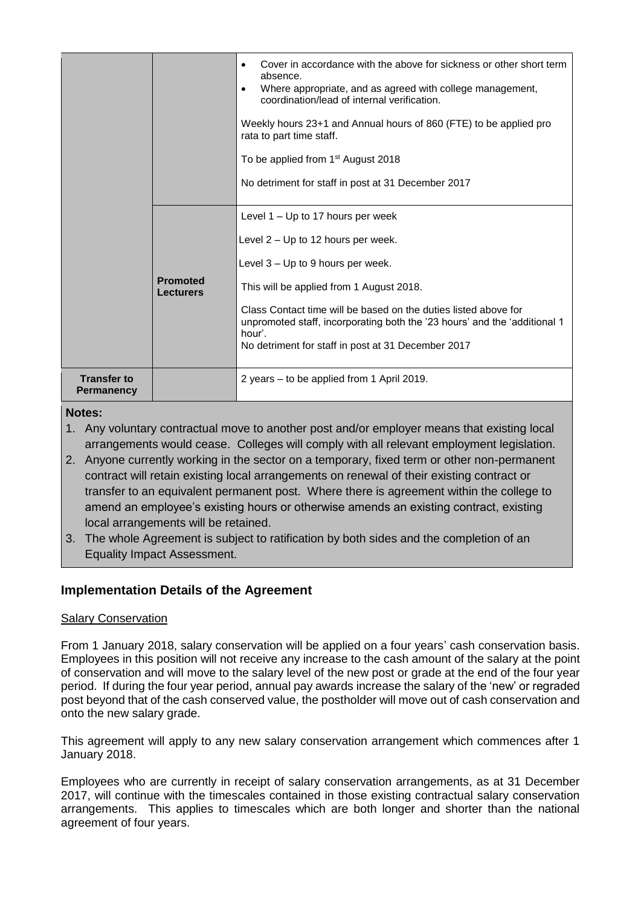|  |  |  |
| --- | --- | --- |
|  |  | • Cover in accordance with the above for sickness or other short term absence.<br>• Where appropriate, and as agreed with college management, coordination/lead of internal verification.<br><br>Weekly hours 23+1 and Annual hours of 860 (FTE) to be applied pro rata to part time staff.<br><br>To be applied from 1st August 2018<br><br>No detriment for staff in post at 31 December 2017 |
|  | **Promoted Lecturers** | Level 1 – Up to 17 hours per week<br><br>Level 2 – Up to 12 hours per week.<br><br>Level 3 – Up to 9 hours per week.<br><br>This will be applied from 1 August 2018.<br><br>Class Contact time will be based on the duties listed above for unpromoted staff, incorporating both the '23 hours' and the 'additional 1 hour'.<br>No detriment for staff in post at 31 December 2017 |
| **Transfer to Permanency** |  | 2 years – to be applied from 1 April 2019. |

**Notes:**

1. Any voluntary contractual move to another post and/or employer means that existing local arrangements would cease. Colleges will comply with all relevant employment legislation.
2. Anyone currently working in the sector on a temporary, fixed term or other non-permanent contract will retain existing local arrangements on renewal of their existing contract or transfer to an equivalent permanent post. Where there is agreement within the college to amend an employee's existing hours or otherwise amends an existing contract, existing local arrangements will be retained.
3. The whole Agreement is subject to ratification by both sides and the completion of an Equality Impact Assessment.

## Implementation Details of the Agreement

Salary Conservation

From 1 January 2018, salary conservation will be applied on a four years' cash conservation basis. Employees in this position will not receive any increase to the cash amount of the salary at the point of conservation and will move to the salary level of the new post or grade at the end of the four year period. If during the four year period, annual pay awards increase the salary of the 'new' or regraded post beyond that of the cash conserved value, the postholder will move out of cash conservation and onto the new salary grade.

This agreement will apply to any new salary conservation arrangement which commences after 1 January 2018.

Employees who are currently in receipt of salary conservation arrangements, as at 31 December 2017, will continue with the timescales contained in those existing contractual salary conservation arrangements. This applies to timescales which are both longer and shorter than the national agreement of four years.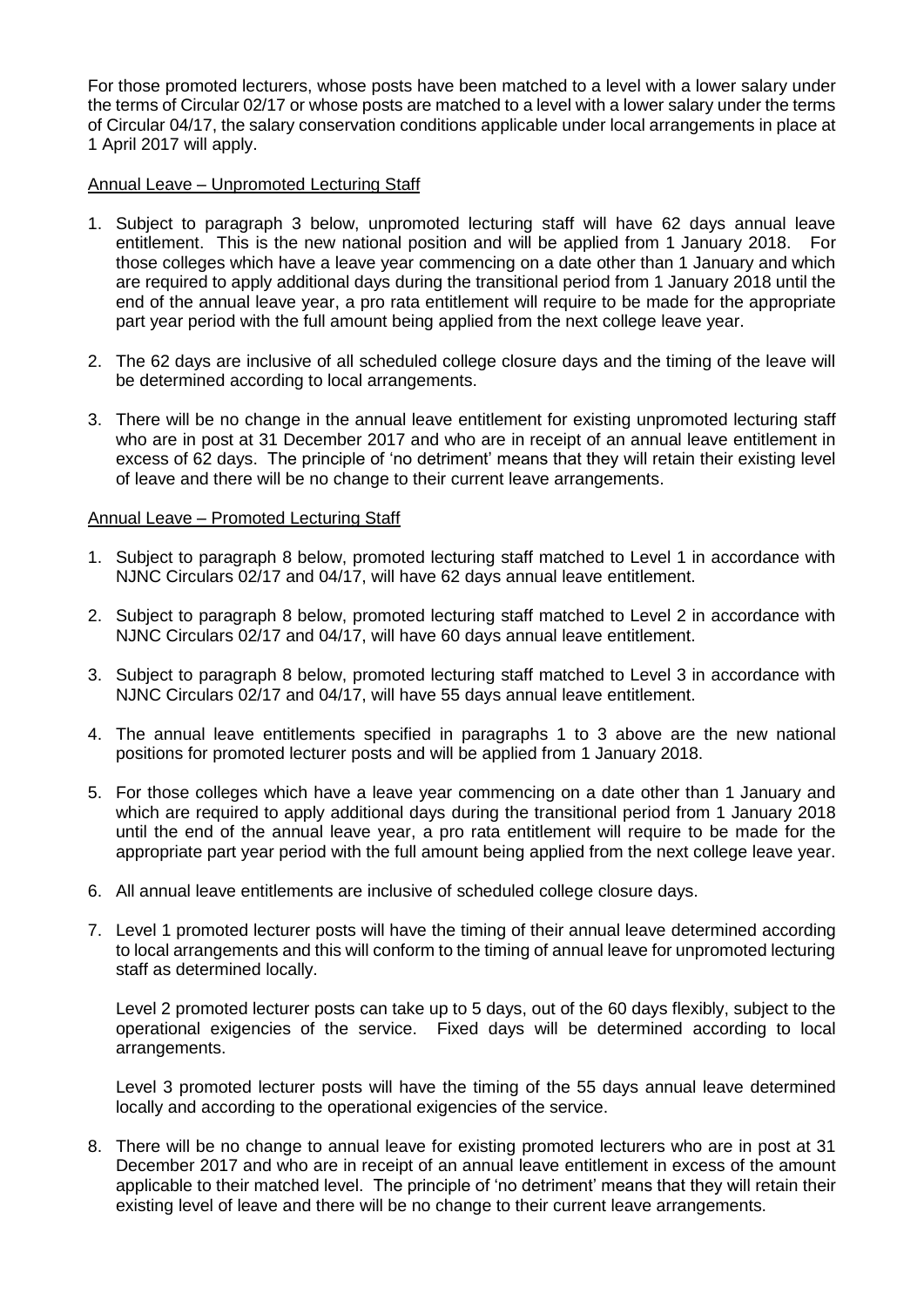For those promoted lecturers, whose posts have been matched to a level with a lower salary under the terms of Circular 02/17 or whose posts are matched to a level with a lower salary under the terms of Circular 04/17, the salary conservation conditions applicable under local arrangements in place at 1 April 2017 will apply.

Annual Leave – Unpromoted Lecturing Staff

1. Subject to paragraph 3 below, unpromoted lecturing staff will have 62 days annual leave entitlement. This is the new national position and will be applied from 1 January 2018. For those colleges which have a leave year commencing on a date other than 1 January and which are required to apply additional days during the transitional period from 1 January 2018 until the end of the annual leave year, a pro rata entitlement will require to be made for the appropriate part year period with the full amount being applied from the next college leave year.

2. The 62 days are inclusive of all scheduled college closure days and the timing of the leave will be determined according to local arrangements.

3. There will be no change in the annual leave entitlement for existing unpromoted lecturing staff who are in post at 31 December 2017 and who are in receipt of an annual leave entitlement in excess of 62 days. The principle of 'no detriment' means that they will retain their existing level of leave and there will be no change to their current leave arrangements.

Annual Leave – Promoted Lecturing Staff

1. Subject to paragraph 8 below, promoted lecturing staff matched to Level 1 in accordance with NJNC Circulars 02/17 and 04/17, will have 62 days annual leave entitlement.

2. Subject to paragraph 8 below, promoted lecturing staff matched to Level 2 in accordance with NJNC Circulars 02/17 and 04/17, will have 60 days annual leave entitlement.

3. Subject to paragraph 8 below, promoted lecturing staff matched to Level 3 in accordance with NJNC Circulars 02/17 and 04/17, will have 55 days annual leave entitlement.

4. The annual leave entitlements specified in paragraphs 1 to 3 above are the new national positions for promoted lecturer posts and will be applied from 1 January 2018.

5. For those colleges which have a leave year commencing on a date other than 1 January and which are required to apply additional days during the transitional period from 1 January 2018 until the end of the annual leave year, a pro rata entitlement will require to be made for the appropriate part year period with the full amount being applied from the next college leave year.

6. All annual leave entitlements are inclusive of scheduled college closure days.

7. Level 1 promoted lecturer posts will have the timing of their annual leave determined according to local arrangements and this will conform to the timing of annual leave for unpromoted lecturing staff as determined locally.

   Level 2 promoted lecturer posts can take up to 5 days, out of the 60 days flexibly, subject to the operational exigencies of the service. Fixed days will be determined according to local arrangements.

   Level 3 promoted lecturer posts will have the timing of the 55 days annual leave determined locally and according to the operational exigencies of the service.

8. There will be no change to annual leave for existing promoted lecturers who are in post at 31 December 2017 and who are in receipt of an annual leave entitlement in excess of the amount applicable to their matched level. The principle of 'no detriment' means that they will retain their existing level of leave and there will be no change to their current leave arrangements.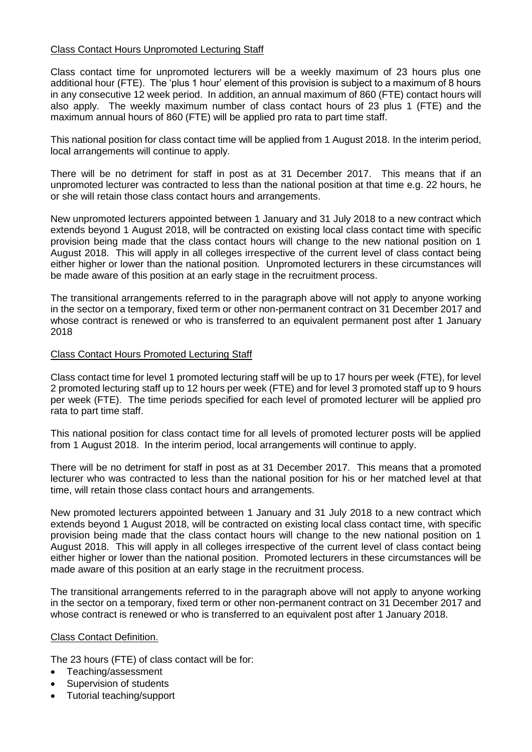## Class Contact Hours Unpromoted Lecturing Staff

Class contact time for unpromoted lecturers will be a weekly maximum of 23 hours plus one additional hour (FTE). The 'plus 1 hour' element of this provision is subject to a maximum of 8 hours in any consecutive 12 week period. In addition, an annual maximum of 860 (FTE) contact hours will also apply. The weekly maximum number of class contact hours of 23 plus 1 (FTE) and the maximum annual hours of 860 (FTE) will be applied pro rata to part time staff.

This national position for class contact time will be applied from 1 August 2018. In the interim period, local arrangements will continue to apply.

There will be no detriment for staff in post as at 31 December 2017. This means that if an unpromoted lecturer was contracted to less than the national position at that time e.g. 22 hours, he or she will retain those class contact hours and arrangements.

New unpromoted lecturers appointed between 1 January and 31 July 2018 to a new contract which extends beyond 1 August 2018, will be contracted on existing local class contact time with specific provision being made that the class contact hours will change to the new national position on 1 August 2018. This will apply in all colleges irrespective of the current level of class contact being either higher or lower than the national position. Unpromoted lecturers in these circumstances will be made aware of this position at an early stage in the recruitment process.

The transitional arrangements referred to in the paragraph above will not apply to anyone working in the sector on a temporary, fixed term or other non-permanent contract on 31 December 2017 and whose contract is renewed or who is transferred to an equivalent permanent post after 1 January 2018

## Class Contact Hours Promoted Lecturing Staff

Class contact time for level 1 promoted lecturing staff will be up to 17 hours per week (FTE), for level 2 promoted lecturing staff up to 12 hours per week (FTE) and for level 3 promoted staff up to 9 hours per week (FTE). The time periods specified for each level of promoted lecturer will be applied pro rata to part time staff.

This national position for class contact time for all levels of promoted lecturer posts will be applied from 1 August 2018. In the interim period, local arrangements will continue to apply.

There will be no detriment for staff in post as at 31 December 2017. This means that a promoted lecturer who was contracted to less than the national position for his or her matched level at that time, will retain those class contact hours and arrangements.

New promoted lecturers appointed between 1 January and 31 July 2018 to a new contract which extends beyond 1 August 2018, will be contracted on existing local class contact time, with specific provision being made that the class contact hours will change to the new national position on 1 August 2018. This will apply in all colleges irrespective of the current level of class contact being either higher or lower than the national position. Promoted lecturers in these circumstances will be made aware of this position at an early stage in the recruitment process.

The transitional arrangements referred to in the paragraph above will not apply to anyone working in the sector on a temporary, fixed term or other non-permanent contract on 31 December 2017 and whose contract is renewed or who is transferred to an equivalent post after 1 January 2018.

## Class Contact Definition.

The 23 hours (FTE) of class contact will be for:

- Teaching/assessment
- Supervision of students
- Tutorial teaching/support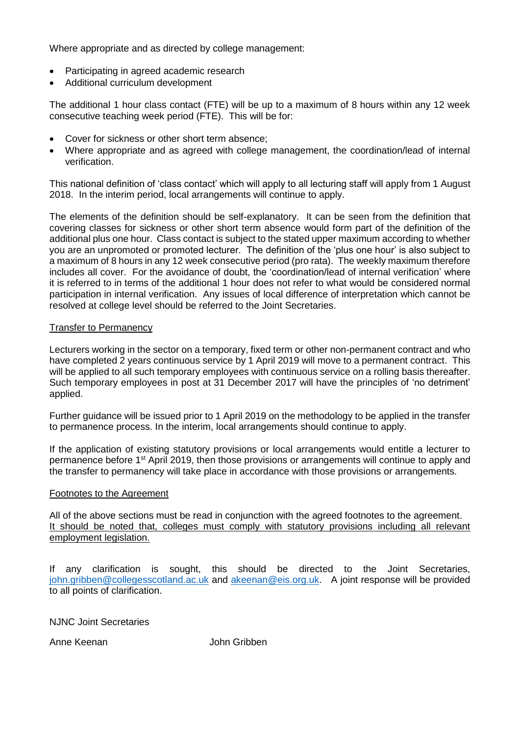Where appropriate and as directed by college management:

- Participating in agreed academic research
- Additional curriculum development

The additional 1 hour class contact (FTE) will be up to a maximum of 8 hours within any 12 week consecutive teaching week period (FTE). This will be for:

- Cover for sickness or other short term absence;
- Where appropriate and as agreed with college management, the coordination/lead of internal verification.

This national definition of 'class contact' which will apply to all lecturing staff will apply from 1 August 2018. In the interim period, local arrangements will continue to apply.

The elements of the definition should be self-explanatory. It can be seen from the definition that covering classes for sickness or other short term absence would form part of the definition of the additional plus one hour. Class contact is subject to the stated upper maximum according to whether you are an unpromoted or promoted lecturer. The definition of the 'plus one hour' is also subject to a maximum of 8 hours in any 12 week consecutive period (pro rata). The weekly maximum therefore includes all cover. For the avoidance of doubt, the 'coordination/lead of internal verification' where it is referred to in terms of the additional 1 hour does not refer to what would be considered normal participation in internal verification. Any issues of local difference of interpretation which cannot be resolved at college level should be referred to the Joint Secretaries.

## Transfer to Permanency

Lecturers working in the sector on a temporary, fixed term or other non-permanent contract and who have completed 2 years continuous service by 1 April 2019 will move to a permanent contract. This will be applied to all such temporary employees with continuous service on a rolling basis thereafter. Such temporary employees in post at 31 December 2017 will have the principles of 'no detriment' applied.

Further guidance will be issued prior to 1 April 2019 on the methodology to be applied in the transfer to permanence process. In the interim, local arrangements should continue to apply.

If the application of existing statutory provisions or local arrangements would entitle a lecturer to permanence before 1st April 2019, then those provisions or arrangements will continue to apply and the transfer to permanency will take place in accordance with those provisions or arrangements.

## Footnotes to the Agreement

All of the above sections must be read in conjunction with the agreed footnotes to the agreement. It should be noted that, colleges must comply with statutory provisions including all relevant employment legislation.

If any clarification is sought, this should be directed to the Joint Secretaries, john.gribben@collegesscotland.ac.uk and akeenan@eis.org.uk. A joint response will be provided to all points of clarification.

NJNC Joint Secretaries

Anne Keenan John Gribben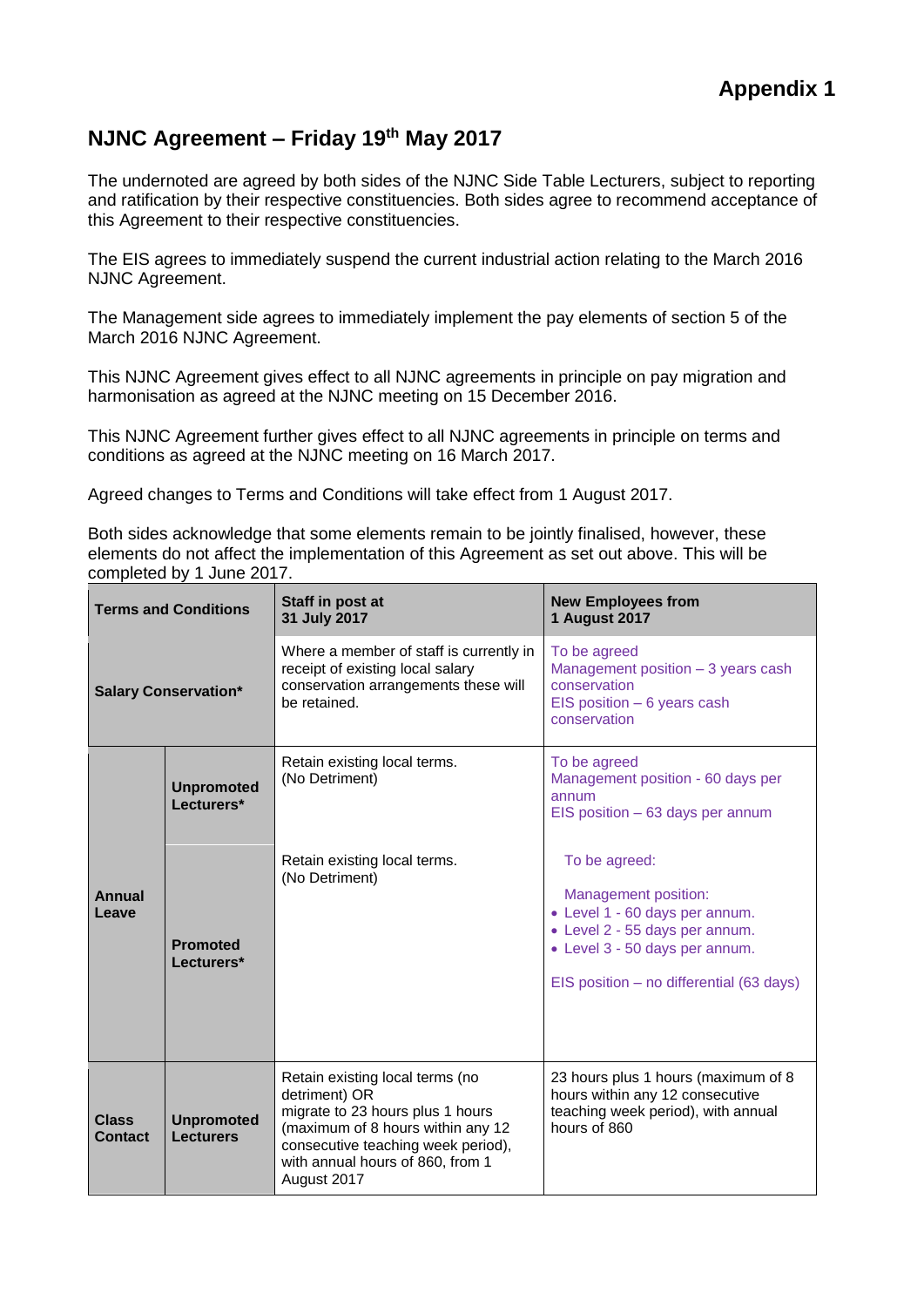**Appendix 1**

## NJNC Agreement – Friday 19th May 2017

The undernoted are agreed by both sides of the NJNC Side Table Lecturers, subject to reporting and ratification by their respective constituencies. Both sides agree to recommend acceptance of this Agreement to their respective constituencies.

The EIS agrees to immediately suspend the current industrial action relating to the March 2016 NJNC Agreement.

The Management side agrees to immediately implement the pay elements of section 5 of the March 2016 NJNC Agreement.

This NJNC Agreement gives effect to all NJNC agreements in principle on pay migration and harmonisation as agreed at the NJNC meeting on 15 December 2016.

This NJNC Agreement further gives effect to all NJNC agreements in principle on terms and conditions as agreed at the NJNC meeting on 16 March 2017.

Agreed changes to Terms and Conditions will take effect from 1 August 2017.

Both sides acknowledge that some elements remain to be jointly finalised, however, these elements do not affect the implementation of this Agreement as set out above. This will be completed by 1 June 2017.

| Terms and Conditions | | Staff in post at 31 July 2017 | New Employees from 1 August 2017 |
|---|---|---|---|
| Salary Conservation* | | Where a member of staff is currently in receipt of existing local salary conservation arrangements these will be retained. | To be agreed<br>Management position – 3 years cash conservation<br>EIS position – 6 years cash conservation |
| Annual Leave | Unpromoted Lecturers* | Retain existing local terms. (No Detriment) | To be agreed<br>Management position - 60 days per annum<br>EIS position – 63 days per annum |
| | Promoted Lecturers* | Retain existing local terms. (No Detriment) | To be agreed:<br>Management position:<br>• Level 1 - 60 days per annum.<br>• Level 2 - 55 days per annum.<br>• Level 3 - 50 days per annum.<br>EIS position – no differential (63 days) |
| Class Contact | Unpromoted Lecturers | Retain existing local terms (no detriment) OR migrate to 23 hours plus 1 hours (maximum of 8 hours within any 12 consecutive teaching week period), with annual hours of 860, from 1 August 2017 | 23 hours plus 1 hours (maximum of 8 hours within any 12 consecutive teaching week period), with annual hours of 860 |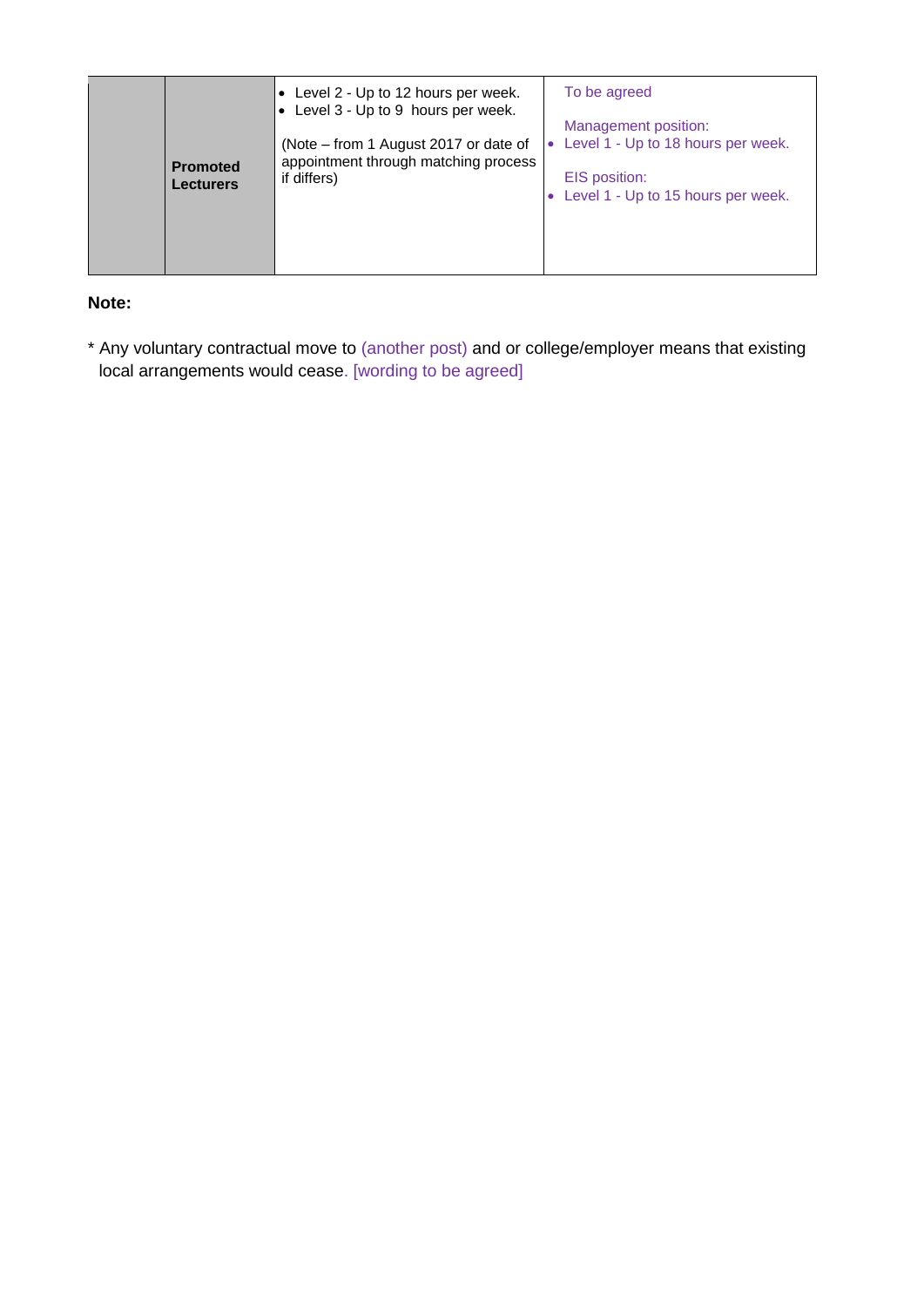| | | | |
|---|---|---|---|
| | **Promoted Lecturers** | • Level 2 - Up to 12 hours per week.<br>• Level 3 - Up to 9 hours per week.<br><br>(Note – from 1 August 2017 or date of appointment through matching process if differs) | To be agreed<br><br>Management position:<br>• Level 1 - Up to 18 hours per week.<br><br>EIS position:<br>• Level 1 - Up to 15 hours per week. |

**Note:**

* Any voluntary contractual move to (another post) and or college/employer means that existing local arrangements would cease. [wording to be agreed]